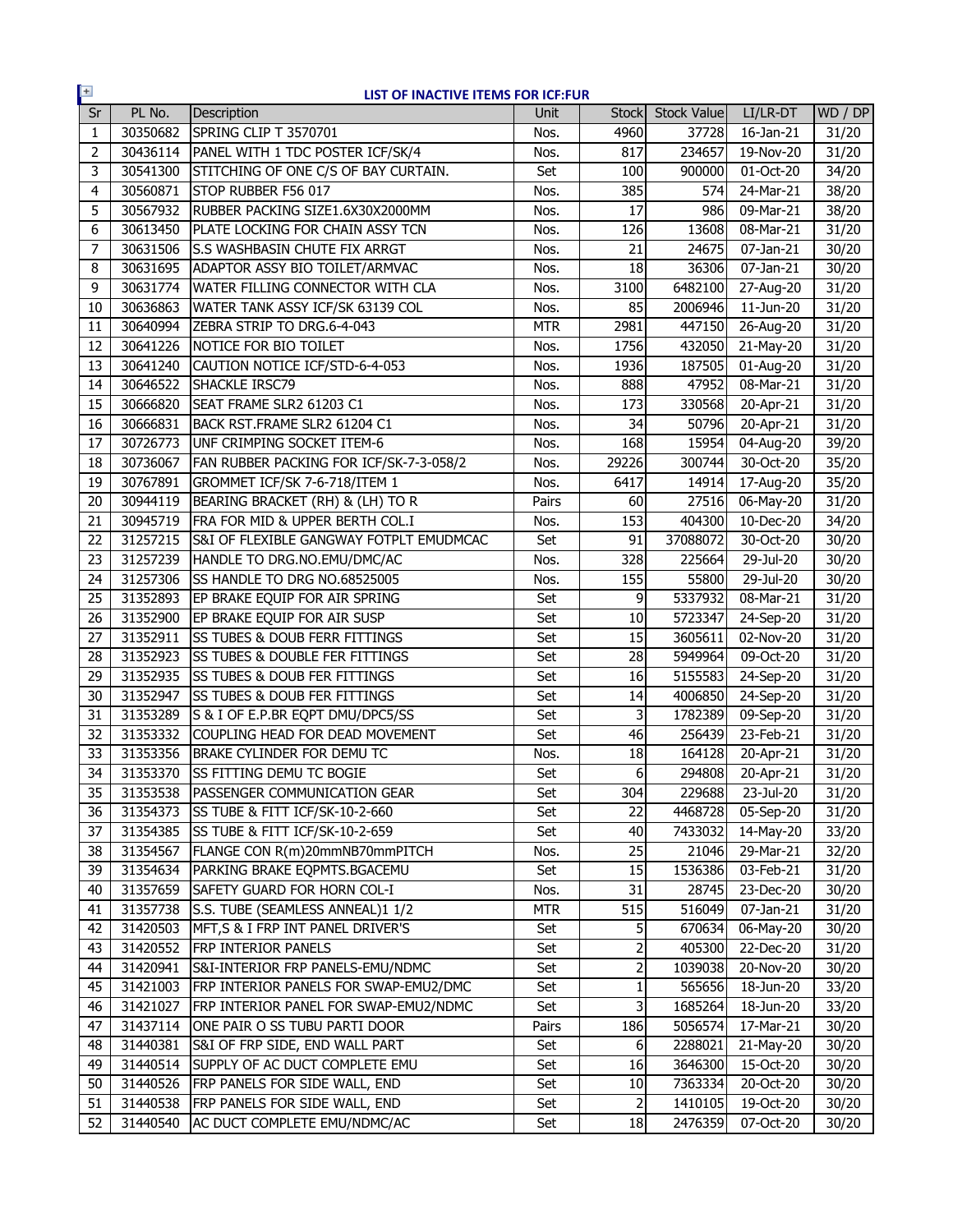## LIST OF INACTIVE ITEMS FOR ICF:FUR

| Sr | PL No. | Description | Unit | Stock | Stock Value | LI/LR-DT | WD / DP |
|---|---|---|---|---|---|---|---|
| 1 | 30350682 | SPRING CLIP T 3570701 | Nos. | 4960 | 37728 | 16-Jan-21 | 31/20 |
| 2 | 30436114 | PANEL WITH 1 TDC POSTER ICF/SK/4 | Nos. | 817 | 234657 | 19-Nov-20 | 31/20 |
| 3 | 30541300 | STITCHING OF ONE C/S OF BAY CURTAIN. | Set | 100 | 900000 | 01-Oct-20 | 34/20 |
| 4 | 30560871 | STOP RUBBER F56 017 | Nos. | 385 | 574 | 24-Mar-21 | 38/20 |
| 5 | 30567932 | RUBBER PACKING SIZE1.6X30X2000MM | Nos. | 17 | 986 | 09-Mar-21 | 38/20 |
| 6 | 30613450 | PLATE LOCKING FOR CHAIN ASSY TCN | Nos. | 126 | 13608 | 08-Mar-21 | 31/20 |
| 7 | 30631506 | S.S WASHBASIN CHUTE FIX ARRGT | Nos. | 21 | 24675 | 07-Jan-21 | 30/20 |
| 8 | 30631695 | ADAPTOR ASSY BIO TOILET/ARMVAC | Nos. | 18 | 36306 | 07-Jan-21 | 30/20 |
| 9 | 30631774 | WATER FILLING CONNECTOR WITH CLA | Nos. | 3100 | 6482100 | 27-Aug-20 | 31/20 |
| 10 | 30636863 | WATER TANK ASSY ICF/SK 63139 COL | Nos. | 85 | 2006946 | 11-Jun-20 | 31/20 |
| 11 | 30640994 | ZEBRA STRIP TO DRG.6-4-043 | MTR | 2981 | 447150 | 26-Aug-20 | 31/20 |
| 12 | 30641226 | NOTICE FOR BIO TOILET | Nos. | 1756 | 432050 | 21-May-20 | 31/20 |
| 13 | 30641240 | CAUTION NOTICE ICF/STD-6-4-053 | Nos. | 1936 | 187505 | 01-Aug-20 | 31/20 |
| 14 | 30646522 | SHACKLE IRSC79 | Nos. | 888 | 47952 | 08-Mar-21 | 31/20 |
| 15 | 30666820 | SEAT FRAME SLR2 61203 C1 | Nos. | 173 | 330568 | 20-Apr-21 | 31/20 |
| 16 | 30666831 | BACK RST.FRAME SLR2 61204 C1 | Nos. | 34 | 50796 | 20-Apr-21 | 31/20 |
| 17 | 30726773 | UNF CRIMPING SOCKET ITEM-6 | Nos. | 168 | 15954 | 04-Aug-20 | 39/20 |
| 18 | 30736067 | FAN RUBBER PACKING FOR ICF/SK-7-3-058/2 | Nos. | 29226 | 300744 | 30-Oct-20 | 35/20 |
| 19 | 30767891 | GROMMET ICF/SK 7-6-718/ITEM 1 | Nos. | 6417 | 14914 | 17-Aug-20 | 35/20 |
| 20 | 30944119 | BEARING BRACKET (RH) & (LH) TO R | Pairs | 60 | 27516 | 06-May-20 | 31/20 |
| 21 | 30945719 | FRA FOR MID & UPPER BERTH COL.I | Nos. | 153 | 404300 | 10-Dec-20 | 34/20 |
| 22 | 31257215 | S&I OF FLEXIBLE GANGWAY FOTPLT EMUDMCAC | Set | 91 | 37088072 | 30-Oct-20 | 30/20 |
| 23 | 31257239 | HANDLE TO DRG.NO.EMU/DMC/AC | Nos. | 328 | 225664 | 29-Jul-20 | 30/20 |
| 24 | 31257306 | SS HANDLE TO DRG NO.68525005 | Nos. | 155 | 55800 | 29-Jul-20 | 30/20 |
| 25 | 31352893 | EP BRAKE EQUIP FOR AIR SPRING | Set | 9 | 5337932 | 08-Mar-21 | 31/20 |
| 26 | 31352900 | EP BRAKE EQUIP FOR AIR SUSP | Set | 10 | 5723347 | 24-Sep-20 | 31/20 |
| 27 | 31352911 | SS TUBES & DOUB FERR FITTINGS | Set | 15 | 3605611 | 02-Nov-20 | 31/20 |
| 28 | 31352923 | SS TUBES & DOUBLE FER FITTINGS | Set | 28 | 5949964 | 09-Oct-20 | 31/20 |
| 29 | 31352935 | SS TUBES & DOUB FER FITTINGS | Set | 16 | 5155583 | 24-Sep-20 | 31/20 |
| 30 | 31352947 | SS TUBES & DOUB FER FITTINGS | Set | 14 | 4006850 | 24-Sep-20 | 31/20 |
| 31 | 31353289 | S & I OF E.P.BR EQPT DMU/DPC5/SS | Set | 3 | 1782389 | 09-Sep-20 | 31/20 |
| 32 | 31353332 | COUPLING HEAD FOR DEAD MOVEMENT | Set | 46 | 256439 | 23-Feb-21 | 31/20 |
| 33 | 31353356 | BRAKE CYLINDER FOR DEMU TC | Nos. | 18 | 164128 | 20-Apr-21 | 31/20 |
| 34 | 31353370 | SS FITTING DEMU TC BOGIE | Set | 6 | 294808 | 20-Apr-21 | 31/20 |
| 35 | 31353538 | PASSENGER COMMUNICATION GEAR | Set | 304 | 229688 | 23-Jul-20 | 31/20 |
| 36 | 31354373 | SS TUBE & FITT ICF/SK-10-2-660 | Set | 22 | 4468728 | 05-Sep-20 | 31/20 |
| 37 | 31354385 | SS TUBE & FITT ICF/SK-10-2-659 | Set | 40 | 7433032 | 14-May-20 | 33/20 |
| 38 | 31354567 | FLANGE CON R(m)20mmNB70mmPITCH | Nos. | 25 | 21046 | 29-Mar-21 | 32/20 |
| 39 | 31354634 | PARKING BRAKE EQPMTS.BGACEMU | Set | 15 | 1536386 | 03-Feb-21 | 31/20 |
| 40 | 31357659 | SAFETY GUARD FOR HORN COL-I | Nos. | 31 | 28745 | 23-Dec-20 | 30/20 |
| 41 | 31357738 | S.S. TUBE (SEAMLESS ANNEAL)1 1/2 | MTR | 515 | 516049 | 07-Jan-21 | 31/20 |
| 42 | 31420503 | MFT,S & I FRP INT PANEL DRIVER'S | Set | 5 | 670634 | 06-May-20 | 30/20 |
| 43 | 31420552 | FRP INTERIOR PANELS | Set | 2 | 405300 | 22-Dec-20 | 31/20 |
| 44 | 31420941 | S&I-INTERIOR FRP PANELS-EMU/NDMC | Set | 2 | 1039038 | 20-Nov-20 | 30/20 |
| 45 | 31421003 | FRP INTERIOR PANELS FOR SWAP-EMU2/DMC | Set | 1 | 565656 | 18-Jun-20 | 33/20 |
| 46 | 31421027 | FRP INTERIOR PANEL FOR SWAP-EMU2/NDMC | Set | 3 | 1685264 | 18-Jun-20 | 33/20 |
| 47 | 31437114 | ONE PAIR O SS TUBU PARTI DOOR | Pairs | 186 | 5056574 | 17-Mar-21 | 30/20 |
| 48 | 31440381 | S&I OF FRP SIDE, END WALL PART | Set | 6 | 2288021 | 21-May-20 | 30/20 |
| 49 | 31440514 | SUPPLY OF AC DUCT COMPLETE EMU | Set | 16 | 3646300 | 15-Oct-20 | 30/20 |
| 50 | 31440526 | FRP PANELS FOR SIDE WALL, END | Set | 10 | 7363334 | 20-Oct-20 | 30/20 |
| 51 | 31440538 | FRP PANELS FOR SIDE WALL, END | Set | 2 | 1410105 | 19-Oct-20 | 30/20 |
| 52 | 31440540 | AC DUCT COMPLETE EMU/NDMC/AC | Set | 18 | 2476359 | 07-Oct-20 | 30/20 |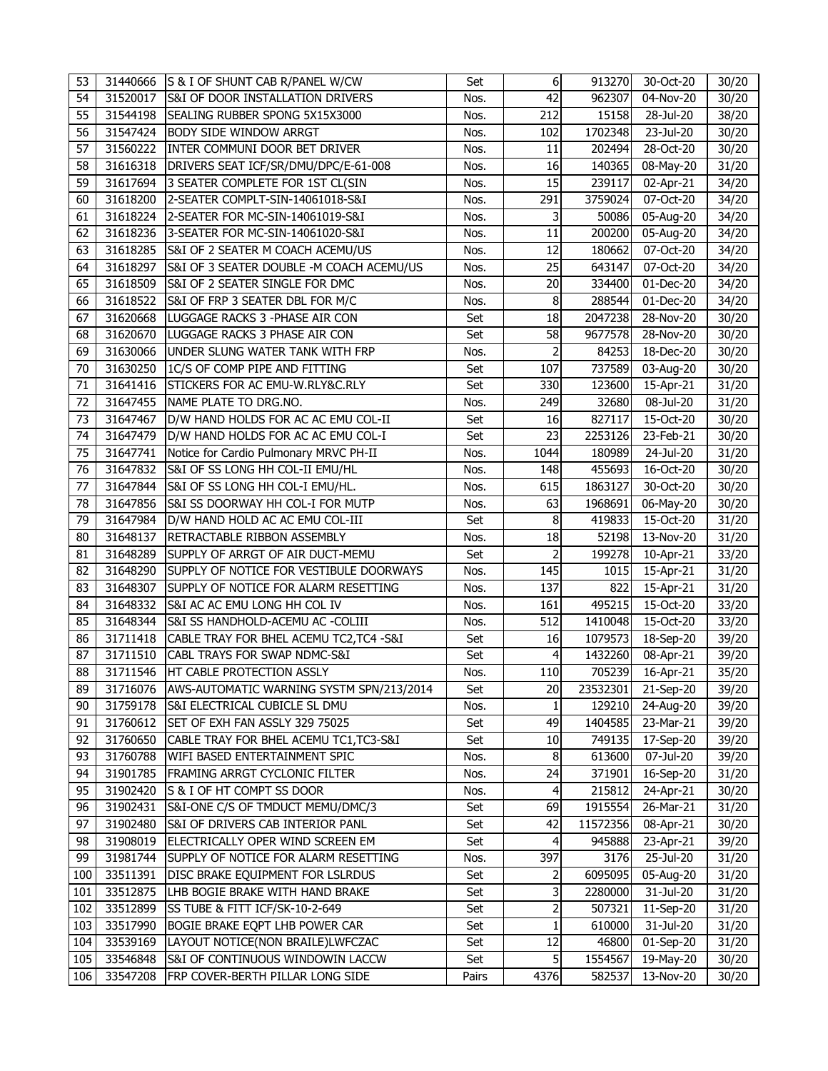| | | | | | | | |
|---|---|---|---|---|---|---|---|
| 53 | 31440666 | S & I OF SHUNT CAB R/PANEL W/CW | Set | 6 | 913270 | 30-Oct-20 | 30/20 |
| 54 | 31520017 | S&I OF DOOR INSTALLATION DRIVERS | Nos. | 42 | 962307 | 04-Nov-20 | 30/20 |
| 55 | 31544198 | SEALING RUBBER SPONG 5X15X3000 | Nos. | 212 | 15158 | 28-Jul-20 | 38/20 |
| 56 | 31547424 | BODY SIDE WINDOW ARRGT | Nos. | 102 | 1702348 | 23-Jul-20 | 30/20 |
| 57 | 31560222 | INTER COMMUNI DOOR BET DRIVER | Nos. | 11 | 202494 | 28-Oct-20 | 30/20 |
| 58 | 31616318 | DRIVERS SEAT ICF/SR/DMU/DPC/E-61-008 | Nos. | 16 | 140365 | 08-May-20 | 31/20 |
| 59 | 31617694 | 3 SEATER COMPLETE FOR 1ST CL(SIN | Nos. | 15 | 239117 | 02-Apr-21 | 34/20 |
| 60 | 31618200 | 2-SEATER COMPLT-SIN-14061018-S&I | Nos. | 291 | 3759024 | 07-Oct-20 | 34/20 |
| 61 | 31618224 | 2-SEATER FOR MC-SIN-14061019-S&I | Nos. | 3 | 50086 | 05-Aug-20 | 34/20 |
| 62 | 31618236 | 3-SEATER FOR MC-SIN-14061020-S&I | Nos. | 11 | 200200 | 05-Aug-20 | 34/20 |
| 63 | 31618285 | S&I OF 2 SEATER M COACH ACEMU/US | Nos. | 12 | 180662 | 07-Oct-20 | 34/20 |
| 64 | 31618297 | S&I OF 3 SEATER DOUBLE -M COACH ACEMU/US | Nos. | 25 | 643147 | 07-Oct-20 | 34/20 |
| 65 | 31618509 | S&I OF 2 SEATER SINGLE FOR DMC | Nos. | 20 | 334400 | 01-Dec-20 | 34/20 |
| 66 | 31618522 | S&I OF FRP 3 SEATER DBL FOR M/C | Nos. | 8 | 288544 | 01-Dec-20 | 34/20 |
| 67 | 31620668 | LUGGAGE RACKS 3 -PHASE AIR CON | Set | 18 | 2047238 | 28-Nov-20 | 30/20 |
| 68 | 31620670 | LUGGAGE RACKS 3 PHASE AIR CON | Set | 58 | 9677578 | 28-Nov-20 | 30/20 |
| 69 | 31630066 | UNDER SLUNG WATER TANK WITH FRP | Nos. | 2 | 84253 | 18-Dec-20 | 30/20 |
| 70 | 31630250 | 1C/S OF COMP PIPE AND FITTING | Set | 107 | 737589 | 03-Aug-20 | 30/20 |
| 71 | 31641416 | STICKERS FOR AC EMU-W.RLY&C.RLY | Set | 330 | 123600 | 15-Apr-21 | 31/20 |
| 72 | 31647455 | NAME PLATE TO DRG.NO. | Nos. | 249 | 32680 | 08-Jul-20 | 31/20 |
| 73 | 31647467 | D/W HAND HOLDS FOR AC AC EMU COL-II | Set | 16 | 827117 | 15-Oct-20 | 30/20 |
| 74 | 31647479 | D/W HAND HOLDS FOR AC AC EMU COL-I | Set | 23 | 2253126 | 23-Feb-21 | 30/20 |
| 75 | 31647741 | Notice for Cardio Pulmonary MRVC PH-II | Nos. | 1044 | 180989 | 24-Jul-20 | 31/20 |
| 76 | 31647832 | S&I OF SS LONG HH COL-II EMU/HL | Nos. | 148 | 455693 | 16-Oct-20 | 30/20 |
| 77 | 31647844 | S&I OF SS LONG HH COL-I EMU/HL. | Nos. | 615 | 1863127 | 30-Oct-20 | 30/20 |
| 78 | 31647856 | S&I SS DOORWAY HH COL-I FOR MUTP | Nos. | 63 | 1968691 | 06-May-20 | 30/20 |
| 79 | 31647984 | D/W HAND HOLD AC AC EMU COL-III | Set | 8 | 419833 | 15-Oct-20 | 31/20 |
| 80 | 31648137 | RETRACTABLE RIBBON ASSEMBLY | Nos. | 18 | 52198 | 13-Nov-20 | 31/20 |
| 81 | 31648289 | SUPPLY OF ARRGT OF AIR DUCT-MEMU | Set | 2 | 199278 | 10-Apr-21 | 33/20 |
| 82 | 31648290 | SUPPLY OF NOTICE FOR VESTIBULE DOORWAYS | Nos. | 145 | 1015 | 15-Apr-21 | 31/20 |
| 83 | 31648307 | SUPPLY OF NOTICE FOR ALARM RESETTING | Nos. | 137 | 822 | 15-Apr-21 | 31/20 |
| 84 | 31648332 | S&I AC AC EMU LONG HH COL IV | Nos. | 161 | 495215 | 15-Oct-20 | 33/20 |
| 85 | 31648344 | S&I SS HANDHOLD-ACEMU AC -COLIII | Nos. | 512 | 1410048 | 15-Oct-20 | 33/20 |
| 86 | 31711418 | CABLE TRAY FOR BHEL ACEMU TC2,TC4 -S&I | Set | 16 | 1079573 | 18-Sep-20 | 39/20 |
| 87 | 31711510 | CABL TRAYS FOR SWAP NDMC-S&I | Set | 4 | 1432260 | 08-Apr-21 | 39/20 |
| 88 | 31711546 | HT CABLE PROTECTION ASSLY | Nos. | 110 | 705239 | 16-Apr-21 | 35/20 |
| 89 | 31716076 | AWS-AUTOMATIC WARNING SYSTM SPN/213/2014 | Set | 20 | 23532301 | 21-Sep-20 | 39/20 |
| 90 | 31759178 | S&I ELECTRICAL CUBICLE SL DMU | Nos. | 1 | 129210 | 24-Aug-20 | 39/20 |
| 91 | 31760612 | SET OF EXH FAN ASSLY 329 75025 | Set | 49 | 1404585 | 23-Mar-21 | 39/20 |
| 92 | 31760650 | CABLE TRAY FOR BHEL ACEMU TC1,TC3-S&I | Set | 10 | 749135 | 17-Sep-20 | 39/20 |
| 93 | 31760788 | WIFI BASED ENTERTAINMENT SPIC | Nos. | 8 | 613600 | 07-Jul-20 | 39/20 |
| 94 | 31901785 | FRAMING ARRGT CYCLONIC FILTER | Nos. | 24 | 371901 | 16-Sep-20 | 31/20 |
| 95 | 31902420 | S & I OF HT COMPT SS DOOR | Nos. | 4 | 215812 | 24-Apr-21 | 30/20 |
| 96 | 31902431 | S&I-ONE C/S OF TMDUCT MEMU/DMC/3 | Set | 69 | 1915554 | 26-Mar-21 | 31/20 |
| 97 | 31902480 | S&I OF DRIVERS CAB INTERIOR PANL | Set | 42 | 11572356 | 08-Apr-21 | 30/20 |
| 98 | 31908019 | ELECTRICALLY OPER WIND SCREEN EM | Set | 4 | 945888 | 23-Apr-21 | 39/20 |
| 99 | 31981744 | SUPPLY OF NOTICE FOR ALARM RESETTING | Nos. | 397 | 3176 | 25-Jul-20 | 31/20 |
| 100 | 33511391 | DISC BRAKE EQUIPMENT FOR LSLRDUS | Set | 2 | 6095095 | 05-Aug-20 | 31/20 |
| 101 | 33512875 | LHB BOGIE BRAKE WITH HAND BRAKE | Set | 3 | 2280000 | 31-Jul-20 | 31/20 |
| 102 | 33512899 | SS TUBE & FITT ICF/SK-10-2-649 | Set | 2 | 507321 | 11-Sep-20 | 31/20 |
| 103 | 33517990 | BOGIE BRAKE EQPT LHB POWER CAR | Set | 1 | 610000 | 31-Jul-20 | 31/20 |
| 104 | 33539169 | LAYOUT NOTICE(NON BRAILE)LWFCZAC | Set | 12 | 46800 | 01-Sep-20 | 31/20 |
| 105 | 33546848 | S&I OF CONTINUOUS WINDOWIN LACCW | Set | 5 | 1554567 | 19-May-20 | 30/20 |
| 106 | 33547208 | FRP COVER-BERTH PILLAR LONG SIDE | Pairs | 4376 | 582537 | 13-Nov-20 | 30/20 |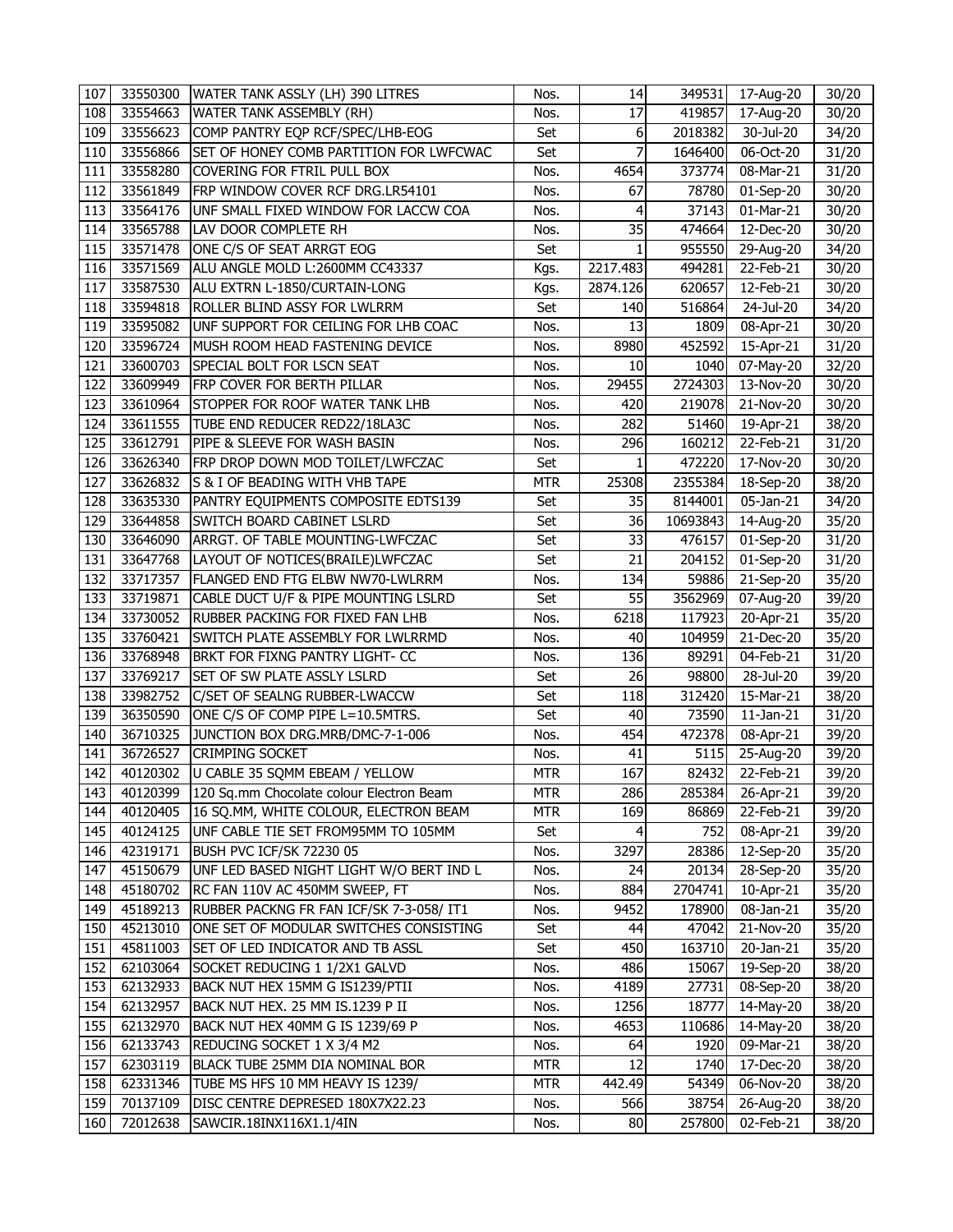| | | | | | | | |
|---|---|---|---|---|---|---|---|
| 107 | 33550300 | WATER TANK ASSLY (LH) 390 LITRES | Nos. | 14 | 349531 | 17-Aug-20 | 30/20 |
| 108 | 33554663 | WATER TANK ASSEMBLY (RH) | Nos. | 17 | 419857 | 17-Aug-20 | 30/20 |
| 109 | 33556623 | COMP PANTRY EQP RCF/SPEC/LHB-EOG | Set | 6 | 2018382 | 30-Jul-20 | 34/20 |
| 110 | 33556866 | SET OF HONEY COMB PARTITION FOR LWFCWAC | Set | 7 | 1646400 | 06-Oct-20 | 31/20 |
| 111 | 33558280 | COVERING FOR FTRIL PULL BOX | Nos. | 4654 | 373774 | 08-Mar-21 | 31/20 |
| 112 | 33561849 | FRP WINDOW COVER RCF DRG.LR54101 | Nos. | 67 | 78780 | 01-Sep-20 | 30/20 |
| 113 | 33564176 | UNF SMALL FIXED WINDOW FOR LACCW COA | Nos. | 4 | 37143 | 01-Mar-21 | 30/20 |
| 114 | 33565788 | LAV DOOR COMPLETE RH | Nos. | 35 | 474664 | 12-Dec-20 | 30/20 |
| 115 | 33571478 | ONE C/S OF SEAT ARRGT EOG | Set | 1 | 955550 | 29-Aug-20 | 34/20 |
| 116 | 33571569 | ALU ANGLE MOLD L:2600MM CC43337 | Kgs. | 2217.483 | 494281 | 22-Feb-21 | 30/20 |
| 117 | 33587530 | ALU EXTRN L-1850/CURTAIN-LONG | Kgs. | 2874.126 | 620657 | 12-Feb-21 | 30/20 |
| 118 | 33594818 | ROLLER BLIND ASSY FOR LWLRRM | Set | 140 | 516864 | 24-Jul-20 | 34/20 |
| 119 | 33595082 | UNF SUPPORT FOR CEILING FOR LHB COAC | Nos. | 13 | 1809 | 08-Apr-21 | 30/20 |
| 120 | 33596724 | MUSH ROOM HEAD FASTENING DEVICE | Nos. | 8980 | 452592 | 15-Apr-21 | 31/20 |
| 121 | 33600703 | SPECIAL BOLT FOR LSCN SEAT | Nos. | 10 | 1040 | 07-May-20 | 32/20 |
| 122 | 33609949 | FRP COVER FOR BERTH PILLAR | Nos. | 29455 | 2724303 | 13-Nov-20 | 30/20 |
| 123 | 33610964 | STOPPER FOR ROOF WATER TANK LHB | Nos. | 420 | 219078 | 21-Nov-20 | 30/20 |
| 124 | 33611555 | TUBE END REDUCER RED22/18LA3C | Nos. | 282 | 51460 | 19-Apr-21 | 38/20 |
| 125 | 33612791 | PIPE & SLEEVE FOR WASH BASIN | Nos. | 296 | 160212 | 22-Feb-21 | 31/20 |
| 126 | 33626340 | FRP DROP DOWN MOD TOILET/LWFCZAC | Set | 1 | 472220 | 17-Nov-20 | 30/20 |
| 127 | 33626832 | S & I OF BEADING WITH VHB TAPE | MTR | 25308 | 2355384 | 18-Sep-20 | 38/20 |
| 128 | 33635330 | PANTRY EQUIPMENTS COMPOSITE EDTS139 | Set | 35 | 8144001 | 05-Jan-21 | 34/20 |
| 129 | 33644858 | SWITCH BOARD CABINET LSLRD | Set | 36 | 10693843 | 14-Aug-20 | 35/20 |
| 130 | 33646090 | ARRGT. OF TABLE MOUNTING-LWFCZAC | Set | 33 | 476157 | 01-Sep-20 | 31/20 |
| 131 | 33647768 | LAYOUT OF NOTICES(BRAILE)LWFCZAC | Set | 21 | 204152 | 01-Sep-20 | 31/20 |
| 132 | 33717357 | FLANGED END FTG ELBW NW70-LWLRRM | Nos. | 134 | 59886 | 21-Sep-20 | 35/20 |
| 133 | 33719871 | CABLE DUCT U/F & PIPE MOUNTING LSLRD | Set | 55 | 3562969 | 07-Aug-20 | 39/20 |
| 134 | 33730052 | RUBBER PACKING FOR FIXED FAN LHB | Nos. | 6218 | 117923 | 20-Apr-21 | 35/20 |
| 135 | 33760421 | SWITCH PLATE ASSEMBLY FOR LWLRRMD | Nos. | 40 | 104959 | 21-Dec-20 | 35/20 |
| 136 | 33768948 | BRKT FOR FIXNG PANTRY LIGHT- CC | Nos. | 136 | 89291 | 04-Feb-21 | 31/20 |
| 137 | 33769217 | SET OF SW PLATE ASSLY LSLRD | Set | 26 | 98800 | 28-Jul-20 | 39/20 |
| 138 | 33982752 | C/SET OF SEALNG RUBBER-LWACCW | Set | 118 | 312420 | 15-Mar-21 | 38/20 |
| 139 | 36350590 | ONE C/S OF COMP PIPE L=10.5MTRS. | Set | 40 | 73590 | 11-Jan-21 | 31/20 |
| 140 | 36710325 | JUNCTION BOX DRG.MRB/DMC-7-1-006 | Nos. | 454 | 472378 | 08-Apr-21 | 39/20 |
| 141 | 36726527 | CRIMPING SOCKET | Nos. | 41 | 5115 | 25-Aug-20 | 39/20 |
| 142 | 40120302 | U CABLE 35 SQMM EBEAM / YELLOW | MTR | 167 | 82432 | 22-Feb-21 | 39/20 |
| 143 | 40120399 | 120 Sq.mm Chocolate colour Electron Beam | MTR | 286 | 285384 | 26-Apr-21 | 39/20 |
| 144 | 40120405 | 16 SQ.MM, WHITE COLOUR, ELECTRON BEAM | MTR | 169 | 86869 | 22-Feb-21 | 39/20 |
| 145 | 40124125 | UNF CABLE TIE SET FROM95MM TO 105MM | Set | 4 | 752 | 08-Apr-21 | 39/20 |
| 146 | 42319171 | BUSH PVC ICF/SK 72230 05 | Nos. | 3297 | 28386 | 12-Sep-20 | 35/20 |
| 147 | 45150679 | UNF LED BASED NIGHT LIGHT W/O BERT IND L | Nos. | 24 | 20134 | 28-Sep-20 | 35/20 |
| 148 | 45180702 | RC FAN 110V AC 450MM SWEEP, FT | Nos. | 884 | 2704741 | 10-Apr-21 | 35/20 |
| 149 | 45189213 | RUBBER PACKNG FR FAN ICF/SK 7-3-058/ IT1 | Nos. | 9452 | 178900 | 08-Jan-21 | 35/20 |
| 150 | 45213010 | ONE SET OF MODULAR SWITCHES CONSISTING | Set | 44 | 47042 | 21-Nov-20 | 35/20 |
| 151 | 45811003 | SET OF LED INDICATOR AND TB ASSL | Set | 450 | 163710 | 20-Jan-21 | 35/20 |
| 152 | 62103064 | SOCKET REDUCING 1 1/2X1 GALVD | Nos. | 486 | 15067 | 19-Sep-20 | 38/20 |
| 153 | 62132933 | BACK NUT HEX 15MM G IS1239/PTII | Nos. | 4189 | 27731 | 08-Sep-20 | 38/20 |
| 154 | 62132957 | BACK NUT HEX. 25 MM IS.1239 P II | Nos. | 1256 | 18777 | 14-May-20 | 38/20 |
| 155 | 62132970 | BACK NUT HEX 40MM G IS 1239/69 P | Nos. | 4653 | 110686 | 14-May-20 | 38/20 |
| 156 | 62133743 | REDUCING SOCKET 1 X 3/4 M2 | Nos. | 64 | 1920 | 09-Mar-21 | 38/20 |
| 157 | 62303119 | BLACK TUBE 25MM DIA NOMINAL BOR | MTR | 12 | 1740 | 17-Dec-20 | 38/20 |
| 158 | 62331346 | TUBE MS HFS 10 MM HEAVY IS 1239/ | MTR | 442.49 | 54349 | 06-Nov-20 | 38/20 |
| 159 | 70137109 | DISC CENTRE DEPRESED 180X7X22.23 | Nos. | 566 | 38754 | 26-Aug-20 | 38/20 |
| 160 | 72012638 | SAWCIR.18INX116X1.1/4IN | Nos. | 80 | 257800 | 02-Feb-21 | 38/20 |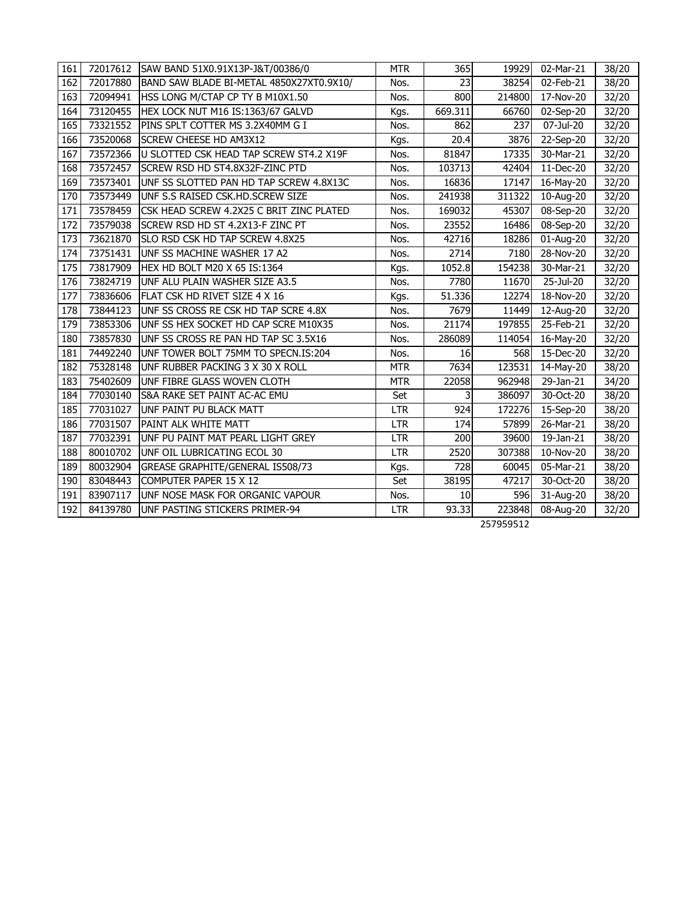| | | | | | | | |
|---|---|---|---|---|---|---|---|
| 161 | 72017612 | SAW BAND 51X0.91X13P-J&T/00386/0 | MTR | 365 | 19929 | 02-Mar-21 | 38/20 |
| 162 | 72017880 | BAND SAW BLADE BI-METAL 4850X27XT0.9X10/ | Nos. | 23 | 38254 | 02-Feb-21 | 38/20 |
| 163 | 72094941 | HSS LONG M/CTAP CP TY B M10X1.50 | Nos. | 800 | 214800 | 17-Nov-20 | 32/20 |
| 164 | 73120455 | HEX LOCK NUT M16 IS:1363/67 GALVD | Kgs. | 669.311 | 66760 | 02-Sep-20 | 32/20 |
| 165 | 73321552 | PINS SPLT COTTER MS 3.2X40MM G I | Nos. | 862 | 237 | 07-Jul-20 | 32/20 |
| 166 | 73520068 | SCREW CHEESE HD AM3X12 | Kgs. | 20.4 | 3876 | 22-Sep-20 | 32/20 |
| 167 | 73572366 | U SLOTTED CSK HEAD TAP SCREW ST4.2 X19F | Nos. | 81847 | 17335 | 30-Mar-21 | 32/20 |
| 168 | 73572457 | SCREW RSD HD ST4.8X32F-ZINC PTD | Nos. | 103713 | 42404 | 11-Dec-20 | 32/20 |
| 169 | 73573401 | UNF SS SLOTTED PAN HD TAP SCREW 4.8X13C | Nos. | 16836 | 17147 | 16-May-20 | 32/20 |
| 170 | 73573449 | UNF S.S RAISED CSK.HD.SCREW SIZE | Nos. | 241938 | 311322 | 10-Aug-20 | 32/20 |
| 171 | 73578459 | CSK HEAD SCREW 4.2X25 C BRIT ZINC PLATED | Nos. | 169032 | 45307 | 08-Sep-20 | 32/20 |
| 172 | 73579038 | SCREW RSD HD ST 4.2X13-F ZINC PT | Nos. | 23552 | 16486 | 08-Sep-20 | 32/20 |
| 173 | 73621870 | SLO RSD CSK HD TAP SCREW 4.8X25 | Nos. | 42716 | 18286 | 01-Aug-20 | 32/20 |
| 174 | 73751431 | UNF SS MACHINE WASHER 17 A2 | Nos. | 2714 | 7180 | 28-Nov-20 | 32/20 |
| 175 | 73817909 | HEX HD BOLT M20 X 65 IS:1364 | Kgs. | 1052.8 | 154238 | 30-Mar-21 | 32/20 |
| 176 | 73824719 | UNF ALU PLAIN WASHER SIZE A3.5 | Nos. | 7780 | 11670 | 25-Jul-20 | 32/20 |
| 177 | 73836606 | FLAT CSK HD RIVET SIZE 4 X 16 | Kgs. | 51.336 | 12274 | 18-Nov-20 | 32/20 |
| 178 | 73844123 | UNF SS CROSS RE CSK HD TAP SCRE 4.8X | Nos. | 7679 | 11449 | 12-Aug-20 | 32/20 |
| 179 | 73853306 | UNF SS HEX SOCKET HD CAP SCRE M10X35 | Nos. | 21174 | 197855 | 25-Feb-21 | 32/20 |
| 180 | 73857830 | UNF SS CROSS RE PAN HD TAP SC 3.5X16 | Nos. | 286089 | 114054 | 16-May-20 | 32/20 |
| 181 | 74492240 | UNF TOWER BOLT 75MM TO SPECN.IS:204 | Nos. | 16 | 568 | 15-Dec-20 | 32/20 |
| 182 | 75328148 | UNF RUBBER PACKING 3 X 30 X ROLL | MTR | 7634 | 123531 | 14-May-20 | 38/20 |
| 183 | 75402609 | UNF FIBRE GLASS WOVEN CLOTH | MTR | 22058 | 962948 | 29-Jan-21 | 34/20 |
| 184 | 77030140 | S&A RAKE SET PAINT AC-AC EMU | Set | 3 | 386097 | 30-Oct-20 | 38/20 |
| 185 | 77031027 | UNF PAINT PU BLACK MATT | LTR | 924 | 172276 | 15-Sep-20 | 38/20 |
| 186 | 77031507 | PAINT ALK WHITE MATT | LTR | 174 | 57899 | 26-Mar-21 | 38/20 |
| 187 | 77032391 | UNF PU PAINT MAT PEARL LIGHT GREY | LTR | 200 | 39600 | 19-Jan-21 | 38/20 |
| 188 | 80010702 | UNF OIL LUBRICATING ECOL 30 | LTR | 2520 | 307388 | 10-Nov-20 | 38/20 |
| 189 | 80032904 | GREASE GRAPHITE/GENERAL IS508/73 | Kgs. | 728 | 60045 | 05-Mar-21 | 38/20 |
| 190 | 83048443 | COMPUTER PAPER 15 X 12 | Set | 38195 | 47217 | 30-Oct-20 | 38/20 |
| 191 | 83907117 | UNF NOSE MASK FOR ORGANIC VAPOUR | Nos. | 10 | 596 | 31-Aug-20 | 38/20 |
| 192 | 84139780 | UNF PASTING STICKERS PRIMER-94 | LTR | 93.33 | 223848 | 08-Aug-20 | 32/20 |
| | | | | | 257959512 | | |